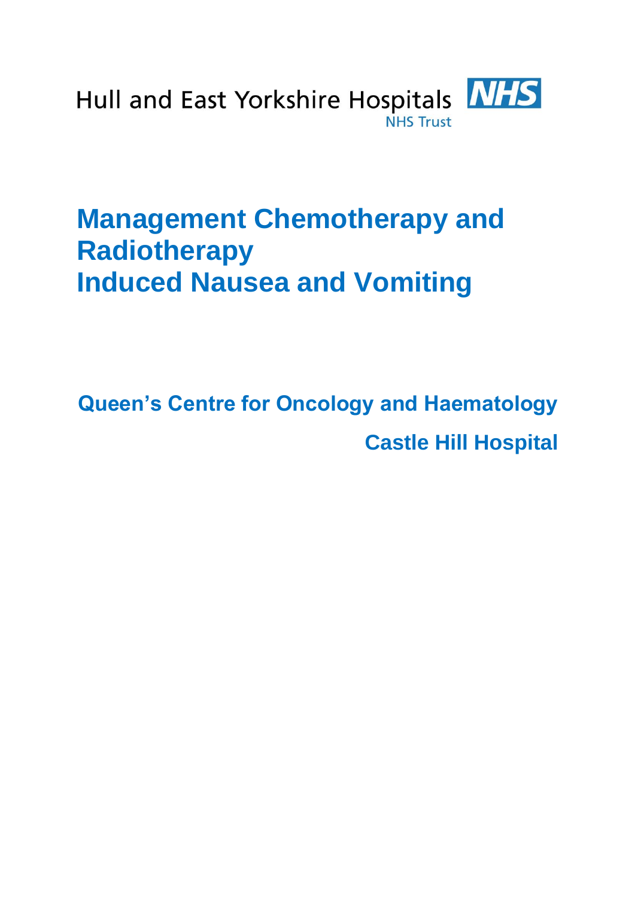Hull and East Yorkshire Hospitals NHS Trust

# Management Chemotherapy and Radiotherapy Induced Nausea and Vomiting

**Queen's Centre for Oncology and Haematology**

**Castle Hill Hospital**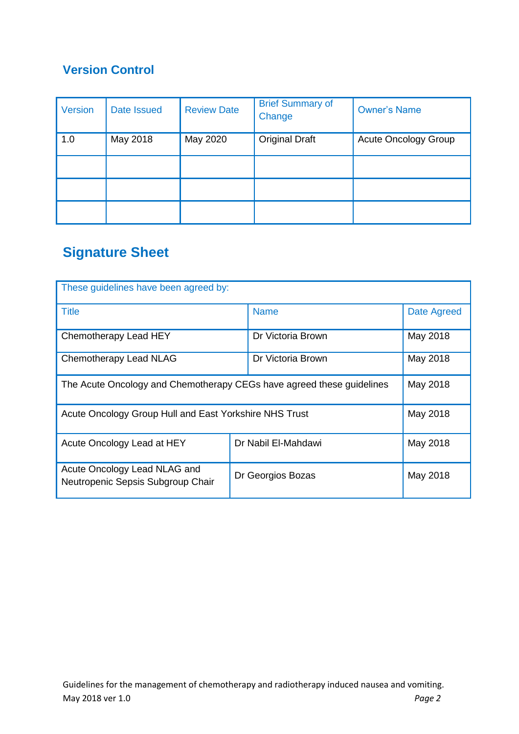## Version Control

| Version | Date Issued | Review Date | Brief Summary of Change | Owner's Name |
|---|---|---|---|---|
| 1.0 | May 2018 | May 2020 | Original Draft | Acute Oncology Group |
| | | | | |
| | | | | |
| | | | | |

## Signature Sheet

| These guidelines have been agreed by: | | |
|---|---|---|
| Title | Name | Date Agreed |
| Chemotherapy Lead HEY | Dr Victoria Brown | May 2018 |
| Chemotherapy Lead NLAG | Dr Victoria Brown | May 2018 |
| The Acute Oncology and Chemotherapy CEGs have agreed these guidelines | | May 2018 |
| Acute Oncology Group Hull and East Yorkshire NHS Trust | | May 2018 |
| Acute Oncology Lead at HEY | Dr Nabil El-Mahdawi | May 2018 |
| Acute Oncology Lead NLAG and Neutropenic Sepsis Subgroup Chair | Dr Georgios Bozas | May 2018 |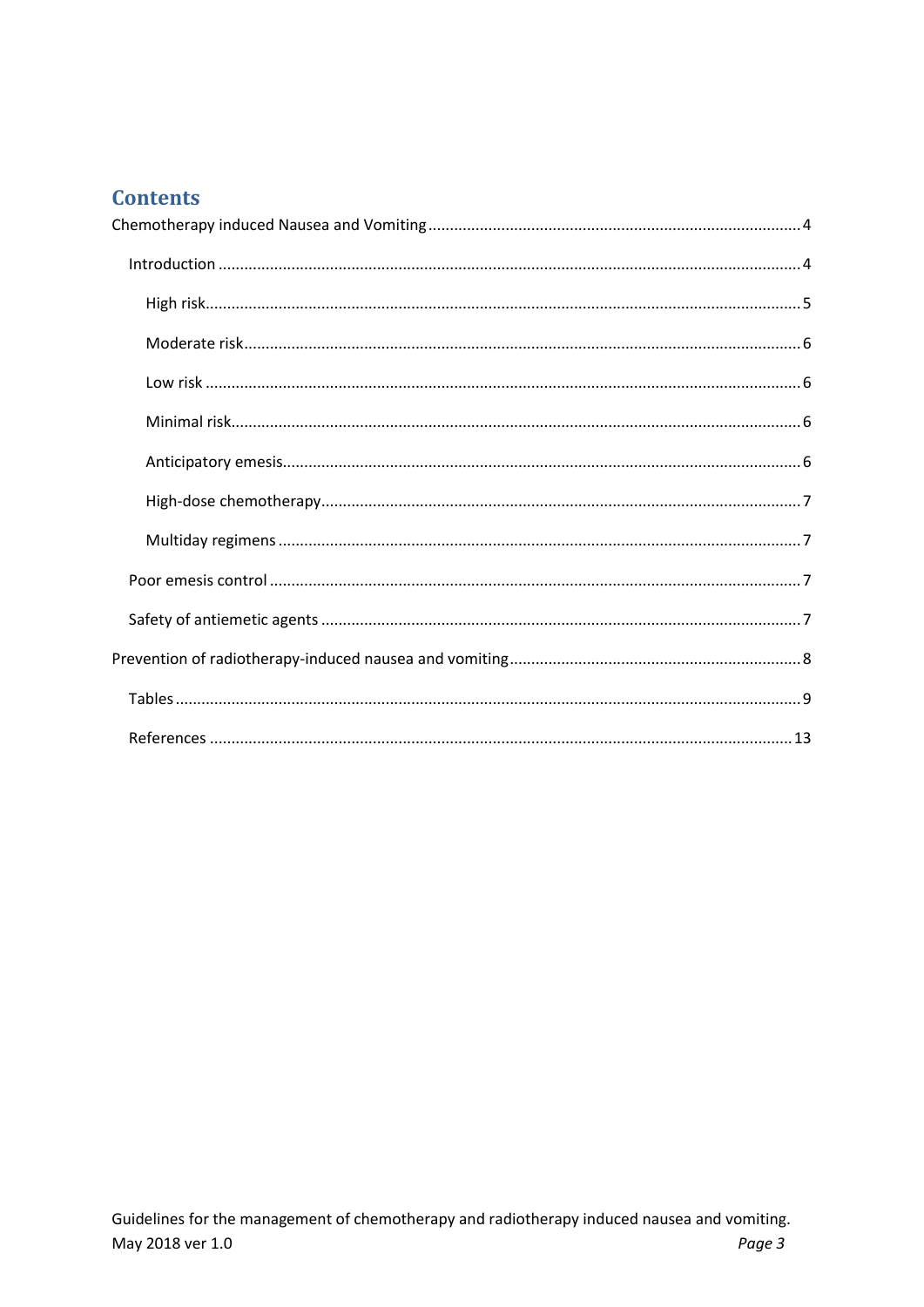# Contents

Chemotherapy induced Nausea and Vomiting ........ 4

- Introduction ........ 4
  - High risk ........ 5
  - Moderate risk ........ 6
  - Low risk ........ 6
  - Minimal risk ........ 6
  - Anticipatory emesis ........ 6
  - High-dose chemotherapy ........ 7
  - Multiday regimens ........ 7
- Poor emesis control ........ 7
- Safety of antiemetic agents ........ 7

Prevention of radiotherapy-induced nausea and vomiting ........ 8

- Tables ........ 9
- References ........ 13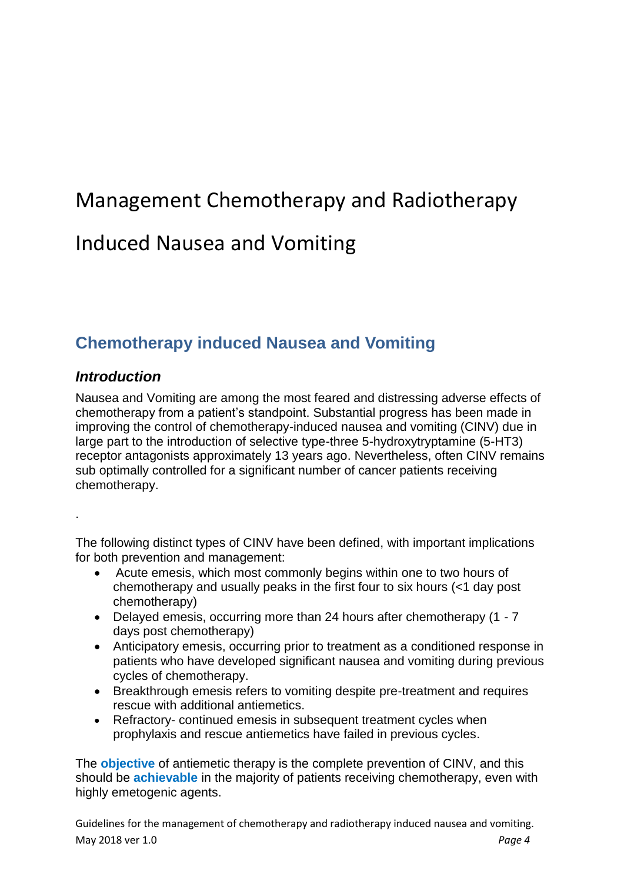# Management Chemotherapy and Radiotherapy Induced Nausea and Vomiting

## Chemotherapy induced Nausea and Vomiting

### *Introduction*

Nausea and Vomiting are among the most feared and distressing adverse effects of chemotherapy from a patient's standpoint. Substantial progress has been made in improving the control of chemotherapy-induced nausea and vomiting (CINV) due in large part to the introduction of selective type-three 5-hydroxytryptamine (5-HT3) receptor antagonists approximately 13 years ago. Nevertheless, often CINV remains sub optimally controlled for a significant number of cancer patients receiving chemotherapy.

.

The following distinct types of CINV have been defined, with important implications for both prevention and management:

- Acute emesis, which most commonly begins within one to two hours of chemotherapy and usually peaks in the first four to six hours (<1 day post chemotherapy)
- Delayed emesis, occurring more than 24 hours after chemotherapy (1 - 7 days post chemotherapy)
- Anticipatory emesis, occurring prior to treatment as a conditioned response in patients who have developed significant nausea and vomiting during previous cycles of chemotherapy.
- Breakthrough emesis refers to vomiting despite pre-treatment and requires rescue with additional antiemetics.
- Refractory- continued emesis in subsequent treatment cycles when prophylaxis and rescue antiemetics have failed in previous cycles.

The **objective** of antiemetic therapy is the complete prevention of CINV, and this should be **achievable** in the majority of patients receiving chemotherapy, even with highly emetogenic agents.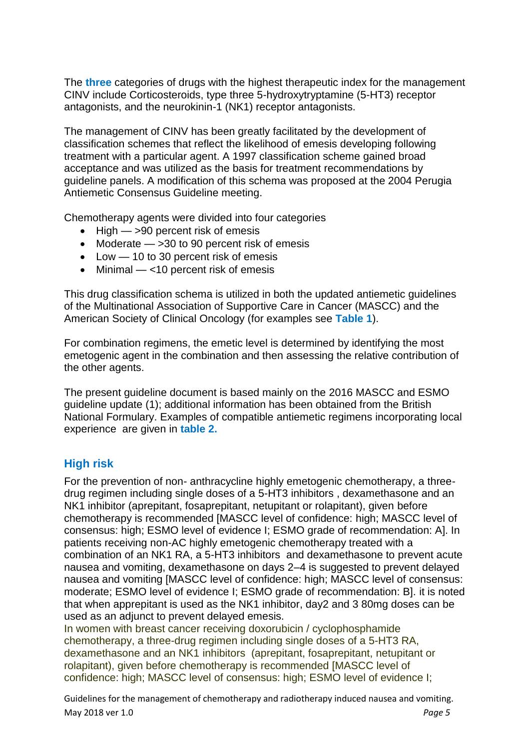The **three** categories of drugs with the highest therapeutic index for the management CINV include Corticosteroids, type three 5-hydroxytryptamine (5-HT3) receptor antagonists, and the neurokinin-1 (NK1) receptor antagonists.

The management of CINV has been greatly facilitated by the development of classification schemes that reflect the likelihood of emesis developing following treatment with a particular agent. A 1997 classification scheme gained broad acceptance and was utilized as the basis for treatment recommendations by guideline panels. A modification of this schema was proposed at the 2004 Perugia Antiemetic Consensus Guideline meeting.

Chemotherapy agents were divided into four categories

- High — >90 percent risk of emesis
- Moderate — >30 to 90 percent risk of emesis
- Low — 10 to 30 percent risk of emesis
- Minimal — <10 percent risk of emesis

This drug classification schema is utilized in both the updated antiemetic guidelines of the Multinational Association of Supportive Care in Cancer (MASCC) and the American Society of Clinical Oncology (for examples see **Table 1**).

For combination regimens, the emetic level is determined by identifying the most emetogenic agent in the combination and then assessing the relative contribution of the other agents.

The present guideline document is based mainly on the 2016 MASCC and ESMO guideline update (1); additional information has been obtained from the British National Formulary. Examples of compatible antiemetic regimens incorporating local experience are given in **table 2.**

## High risk

For the prevention of non- anthracycline highly emetogenic chemotherapy, a three-drug regimen including single doses of a 5-HT3 inhibitors , dexamethasone and an NK1 inhibitor (aprepitant, fosaprepitant, netupitant or rolapitant), given before chemotherapy is recommended [MASCC level of confidence: high; MASCC level of consensus: high; ESMO level of evidence I; ESMO grade of recommendation: A]. In patients receiving non-AC highly emetogenic chemotherapy treated with a combination of an NK1 RA, a 5-HT3 inhibitors and dexamethasone to prevent acute nausea and vomiting, dexamethasone on days 2–4 is suggested to prevent delayed nausea and vomiting [MASCC level of confidence: high; MASCC level of consensus: moderate; ESMO level of evidence I; ESMO grade of recommendation: B]. it is noted that when apprepitant is used as the NK1 inhibitor, day2 and 3 80mg doses can be used as an adjunct to prevent delayed emesis.
In women with breast cancer receiving doxorubicin / cyclophosphamide chemotherapy, a three-drug regimen including single doses of a 5-HT3 RA, dexamethasone and an NK1 inhibitors (aprepitant, fosaprepitant, netupitant or rolapitant), given before chemotherapy is recommended [MASCC level of confidence: high; MASCC level of consensus: high; ESMO level of evidence I;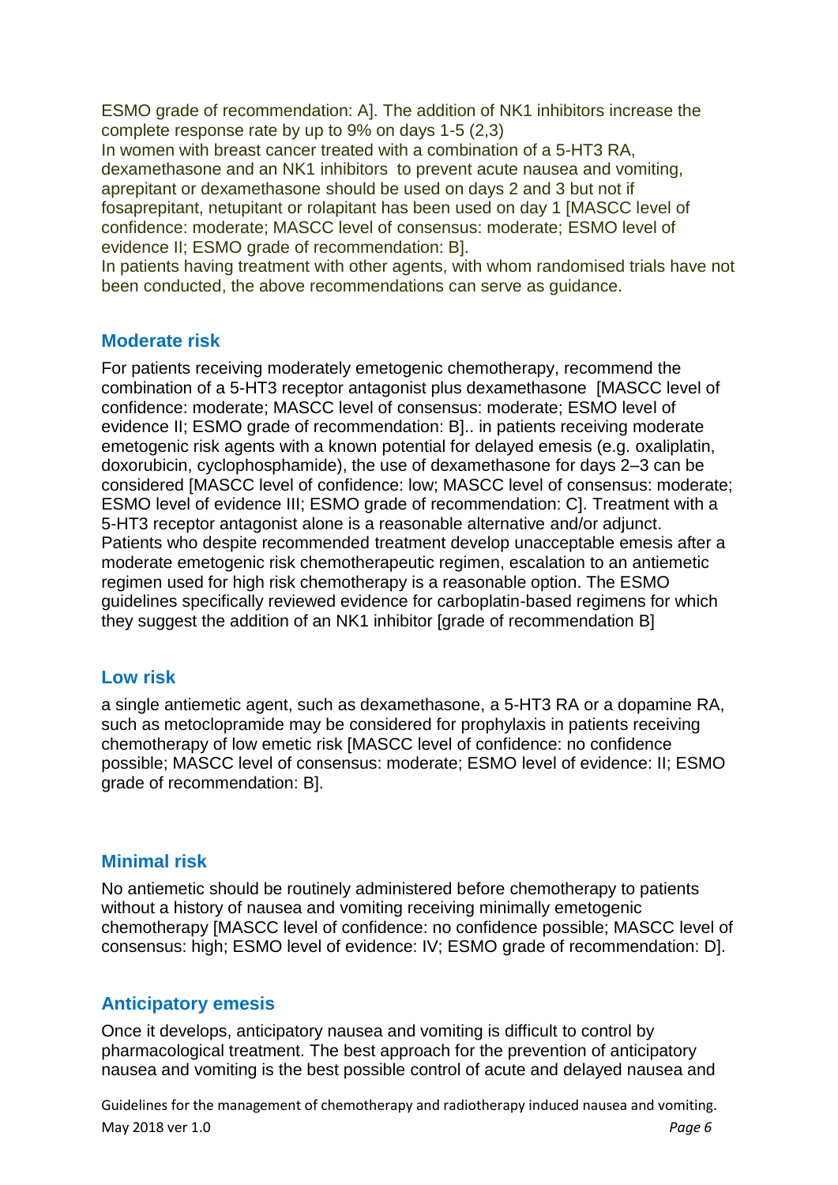ESMO grade of recommendation: A]. The addition of NK1 inhibitors increase the complete response rate by up to 9% on days 1-5 (2,3)

In women with breast cancer treated with a combination of a 5-HT3 RA, dexamethasone and an NK1 inhibitors to prevent acute nausea and vomiting, aprepitant or dexamethasone should be used on days 2 and 3 but not if fosaprepitant, netupitant or rolapitant has been used on day 1 [MASCC level of confidence: moderate; MASCC level of consensus: moderate; ESMO level of evidence II; ESMO grade of recommendation: B].

In patients having treatment with other agents, with whom randomised trials have not been conducted, the above recommendations can serve as guidance.

## Moderate risk

For patients receiving moderately emetogenic chemotherapy, recommend the combination of a 5-HT3 receptor antagonist plus dexamethasone [MASCC level of confidence: moderate; MASCC level of consensus: moderate; ESMO level of evidence II; ESMO grade of recommendation: B].. in patients receiving moderate emetogenic risk agents with a known potential for delayed emesis (e.g. oxaliplatin, doxorubicin, cyclophosphamide), the use of dexamethasone for days 2–3 can be considered [MASCC level of confidence: low; MASCC level of consensus: moderate; ESMO level of evidence III; ESMO grade of recommendation: C]. Treatment with a 5-HT3 receptor antagonist alone is a reasonable alternative and/or adjunct. Patients who despite recommended treatment develop unacceptable emesis after a moderate emetogenic risk chemotherapeutic regimen, escalation to an antiemetic regimen used for high risk chemotherapy is a reasonable option. The ESMO guidelines specifically reviewed evidence for carboplatin-based regimens for which they suggest the addition of an NK1 inhibitor [grade of recommendation B]

## Low risk

a single antiemetic agent, such as dexamethasone, a 5-HT3 RA or a dopamine RA, such as metoclopramide may be considered for prophylaxis in patients receiving chemotherapy of low emetic risk [MASCC level of confidence: no confidence possible; MASCC level of consensus: moderate; ESMO level of evidence: II; ESMO grade of recommendation: B].

## Minimal risk

No antiemetic should be routinely administered before chemotherapy to patients without a history of nausea and vomiting receiving minimally emetogenic chemotherapy [MASCC level of confidence: no confidence possible; MASCC level of consensus: high; ESMO level of evidence: IV; ESMO grade of recommendation: D].

## Anticipatory emesis

Once it develops, anticipatory nausea and vomiting is difficult to control by pharmacological treatment. The best approach for the prevention of anticipatory nausea and vomiting is the best possible control of acute and delayed nausea and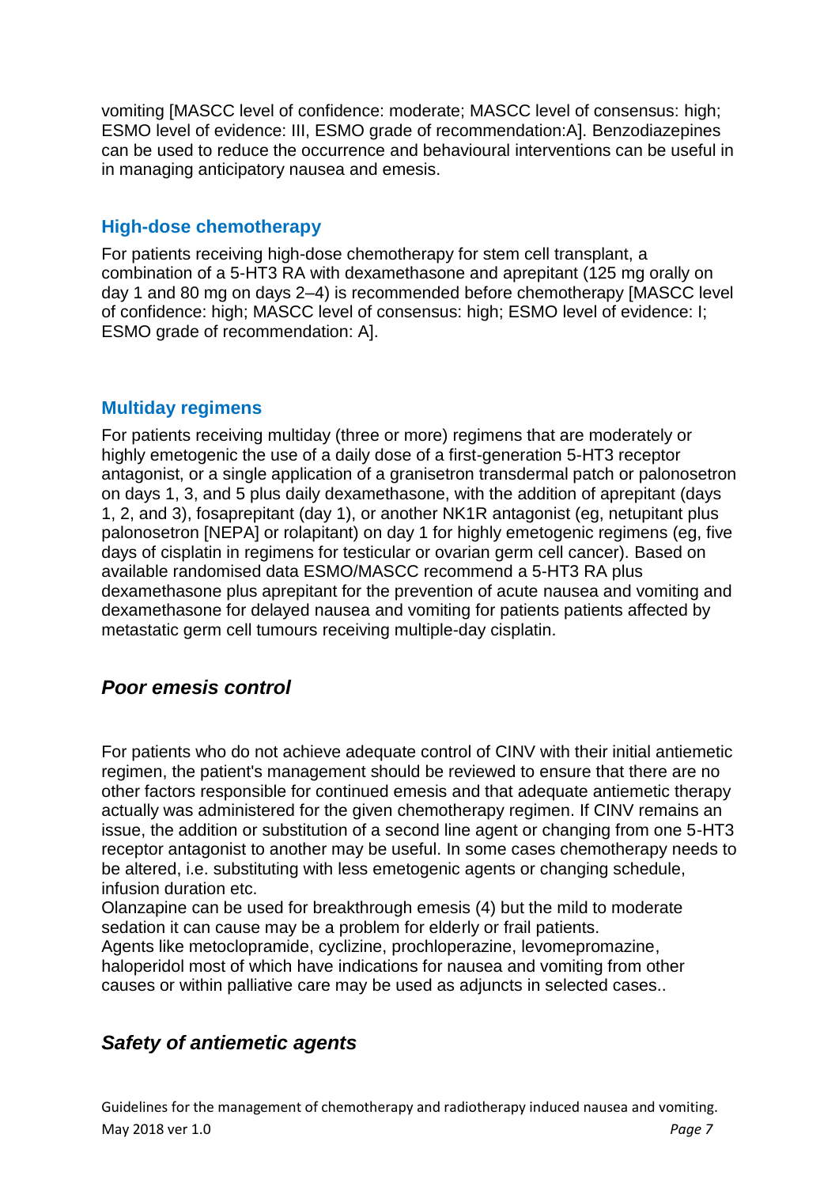vomiting [MASCC level of confidence: moderate; MASCC level of consensus: high; ESMO level of evidence: III, ESMO grade of recommendation:A]. Benzodiazepines can be used to reduce the occurrence and behavioural interventions can be useful in in managing anticipatory nausea and emesis.

### High-dose chemotherapy

For patients receiving high-dose chemotherapy for stem cell transplant, a combination of a 5-HT3 RA with dexamethasone and aprepitant (125 mg orally on day 1 and 80 mg on days 2–4) is recommended before chemotherapy [MASCC level of confidence: high; MASCC level of consensus: high; ESMO level of evidence: I; ESMO grade of recommendation: A].

### Multiday regimens

For patients receiving multiday (three or more) regimens that are moderately or highly emetogenic the use of a daily dose of a first-generation 5-HT3 receptor antagonist, or a single application of a granisetron transdermal patch or palonosetron on days 1, 3, and 5 plus daily dexamethasone, with the addition of aprepitant (days 1, 2, and 3), fosaprepitant (day 1), or another NK1R antagonist (eg, netupitant plus palonosetron [NEPA] or rolapitant) on day 1 for highly emetogenic regimens (eg, five days of cisplatin in regimens for testicular or ovarian germ cell cancer). Based on available randomised data ESMO/MASCC recommend a 5-HT3 RA plus dexamethasone plus aprepitant for the prevention of acute nausea and vomiting and dexamethasone for delayed nausea and vomiting for patients patients affected by metastatic germ cell tumours receiving multiple-day cisplatin.

## *Poor emesis control*

For patients who do not achieve adequate control of CINV with their initial antiemetic regimen, the patient's management should be reviewed to ensure that there are no other factors responsible for continued emesis and that adequate antiemetic therapy actually was administered for the given chemotherapy regimen. If CINV remains an issue, the addition or substitution of a second line agent or changing from one 5-HT3 receptor antagonist to another may be useful. In some cases chemotherapy needs to be altered, i.e. substituting with less emetogenic agents or changing schedule, infusion duration etc.

Olanzapine can be used for breakthrough emesis (4) but the mild to moderate sedation it can cause may be a problem for elderly or frail patients.

Agents like metoclopramide, cyclizine, prochloperazine, levomepromazine, haloperidol most of which have indications for nausea and vomiting from other causes or within palliative care may be used as adjuncts in selected cases..

## *Safety of antiemetic agents*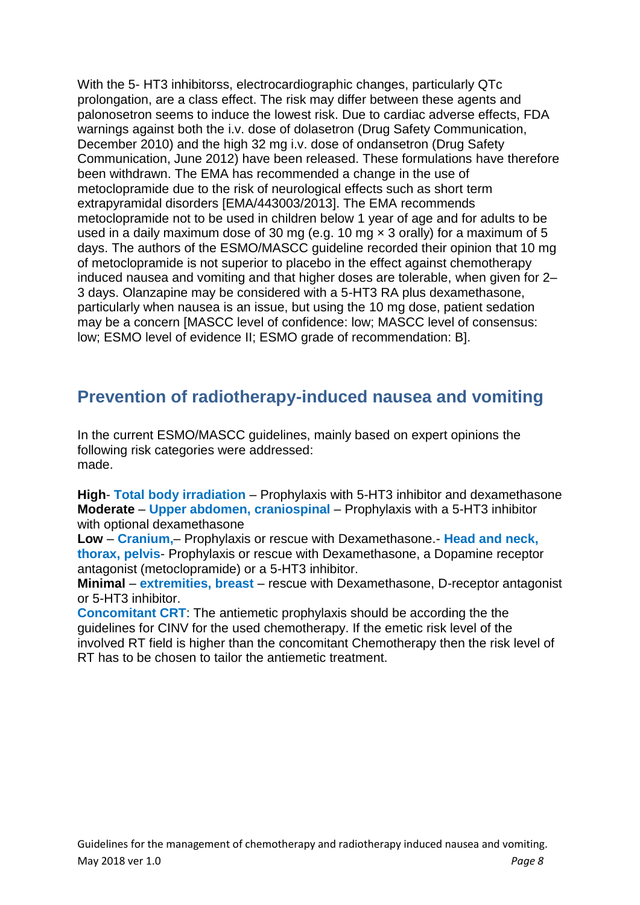With the 5- HT3 inhibitorss, electrocardiographic changes, particularly QTc prolongation, are a class effect. The risk may differ between these agents and palonosetron seems to induce the lowest risk. Due to cardiac adverse effects, FDA warnings against both the i.v. dose of dolasetron (Drug Safety Communication, December 2010) and the high 32 mg i.v. dose of ondansetron (Drug Safety Communication, June 2012) have been released. These formulations have therefore been withdrawn. The EMA has recommended a change in the use of metoclopramide due to the risk of neurological effects such as short term extrapyramidal disorders [EMA/443003/2013]. The EMA recommends metoclopramide not to be used in children below 1 year of age and for adults to be used in a daily maximum dose of 30 mg (e.g. 10 mg × 3 orally) for a maximum of 5 days. The authors of the ESMO/MASCC guideline recorded their opinion that 10 mg of metoclopramide is not superior to placebo in the effect against chemotherapy induced nausea and vomiting and that higher doses are tolerable, when given for 2–3 days. Olanzapine may be considered with a 5-HT3 RA plus dexamethasone, particularly when nausea is an issue, but using the 10 mg dose, patient sedation may be a concern [MASCC level of confidence: low; MASCC level of consensus: low; ESMO level of evidence II; ESMO grade of recommendation: B].

## Prevention of radiotherapy-induced nausea and vomiting

In the current ESMO/MASCC guidelines, mainly based on expert opinions the following risk categories were addressed:
made.

**High**- **Total body irradiation** – Prophylaxis with 5-HT3 inhibitor and dexamethasone
**Moderate** – **Upper abdomen, craniospinal** – Prophylaxis with a 5-HT3 inhibitor with optional dexamethasone
**Low** – **Cranium,**– Prophylaxis or rescue with Dexamethasone.- **Head and neck, thorax, pelvis**- Prophylaxis or rescue with Dexamethasone, a Dopamine receptor antagonist (metoclopramide) or a 5-HT3 inhibitor.
**Minimal** – **extremities, breast** – rescue with Dexamethasone, D-receptor antagonist or 5-HT3 inhibitor.
**Concomitant CRT**: The antiemetic prophylaxis should be according the the guidelines for CINV for the used chemotherapy. If the emetic risk level of the involved RT field is higher than the concomitant Chemotherapy then the risk level of RT has to be chosen to tailor the antiemetic treatment.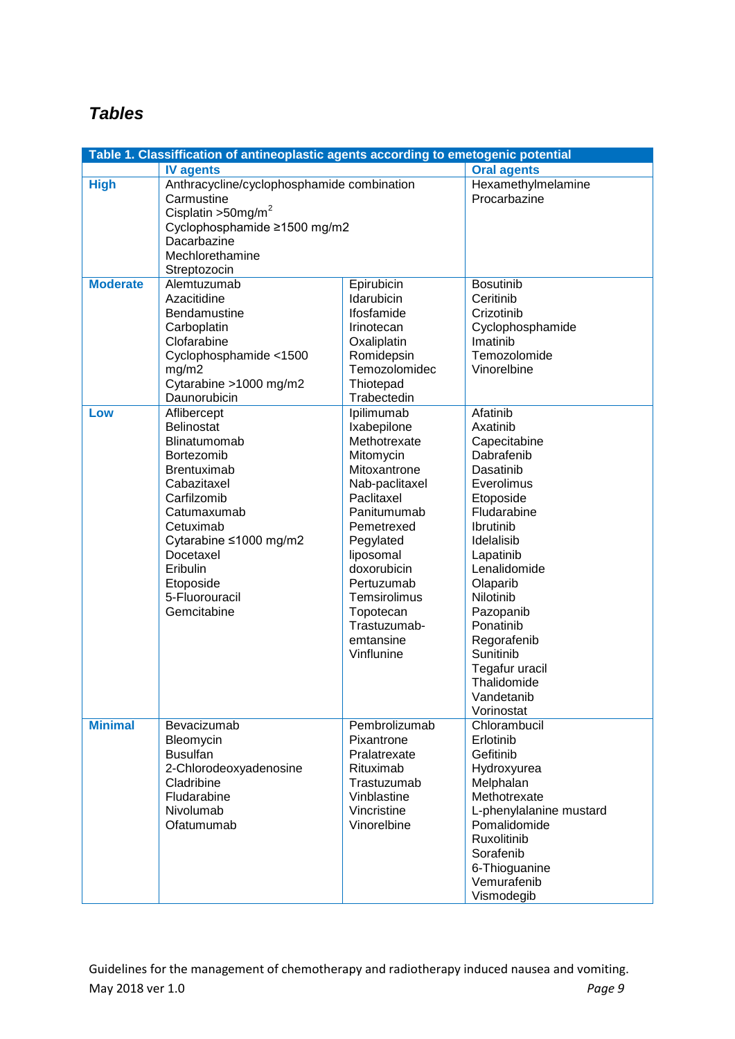# *Tables*

| Table 1. Classiffication of antineoplastic agents according to emetogenic potential | | | |
|---|---|---|---|
| | **IV agents** | | **Oral agents** |
| **High** | Anthracycline/cyclophosphamide combination<br>Carmustine<br>Cisplatin >50mg/m$^2$<br>Cyclophosphamide ≥1500 mg/m2<br>Dacarbazine<br>Mechlorethamine<br>Streptozocin | | Hexamethylmelamine<br>Procarbazine |
| **Moderate** | Alemtuzumab<br>Azacitidine<br>Bendamustine<br>Carboplatin<br>Clofarabine<br>Cyclophosphamide <1500 mg/m2<br>Cytarabine >1000 mg/m2<br>Daunorubicin | Epirubicin<br>Idarubicin<br>Ifosfamide<br>Irinotecan<br>Oxaliplatin<br>Romidepsin<br>Temozolomidec<br>Thiotepad<br>Trabectedin | Bosutinib<br>Ceritinib<br>Crizotinib<br>Cyclophosphamide<br>Imatinib<br>Temozolomide<br>Vinorelbine |
| **Low** | Aflibercept<br>Belinostat<br>Blinatumomab<br>Bortezomib<br>Brentuximab<br>Cabazitaxel<br>Carfilzomib<br>Catumaxumab<br>Cetuximab<br>Cytarabine ≤1000 mg/m2<br>Docetaxel<br>Eribulin<br>Etoposide<br>5-Fluorouracil<br>Gemcitabine | Ipilimumab<br>Ixabepilone<br>Methotrexate<br>Mitomycin<br>Mitoxantrone<br>Nab-paclitaxel<br>Paclitaxel<br>Panitumumab<br>Pemetrexed<br>Pegylated liposomal doxorubicin<br>Pertuzumab<br>Temsirolimus<br>Topotecan<br>Trastuzumab-emtansine<br>Vinflunine | Afatinib<br>Axatinib<br>Capecitabine<br>Dabrafenib<br>Dasatinib<br>Everolimus<br>Etoposide<br>Fludarabine<br>Ibrutinib<br>Idelalisib<br>Lapatinib<br>Lenalidomide<br>Olaparib<br>Nilotinib<br>Pazopanib<br>Ponatinib<br>Regorafenib<br>Sunitinib<br>Tegafur uracil<br>Thalidomide<br>Vandetanib<br>Vorinostat |
| **Minimal** | Bevacizumab<br>Bleomycin<br>Busulfan<br>2-Chlorodeoxyadenosine<br>Cladribine<br>Fludarabine<br>Nivolumab<br>Ofatumumab | Pembrolizumab<br>Pixantrone<br>Pralatrexate<br>Rituximab<br>Trastuzumab<br>Vinblastine<br>Vincristine<br>Vinorelbine | Chlorambucil<br>Erlotinib<br>Gefitinib<br>Hydroxyurea<br>Melphalan<br>Methotrexate<br>L-phenylalanine mustard<br>Pomalidomide<br>Ruxolitinib<br>Sorafenib<br>6-Thioguanine<br>Vemurafenib<br>Vismodegib |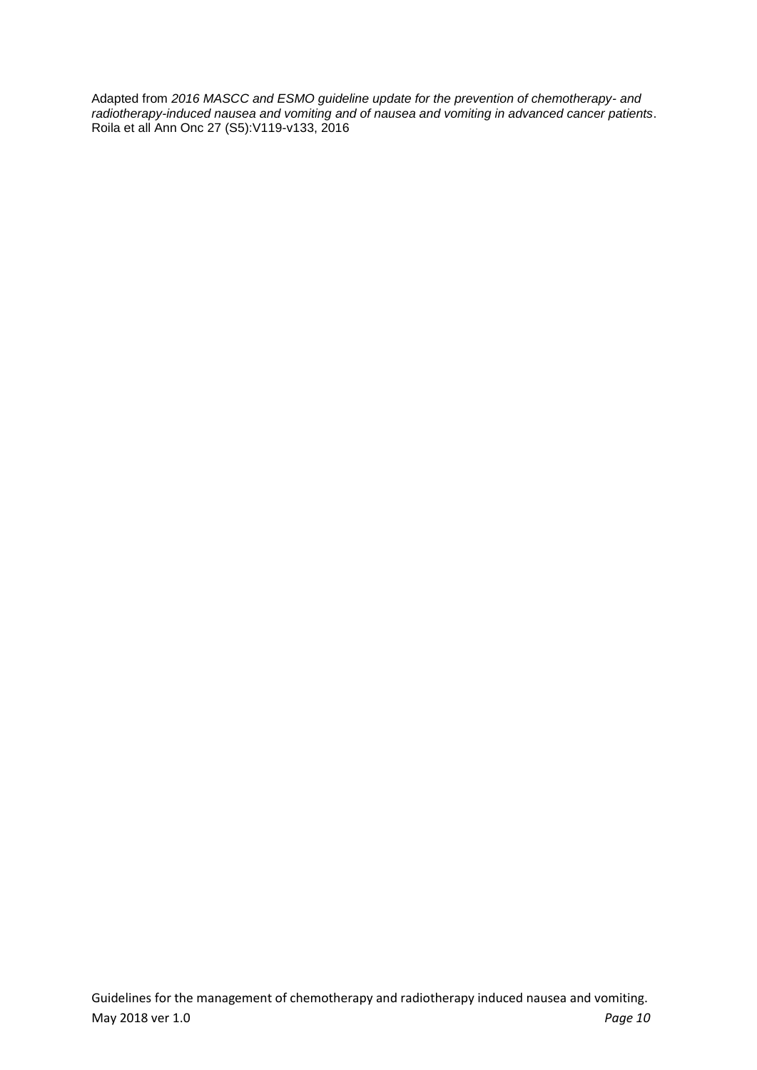Adapted from *2016 MASCC and ESMO guideline update for the prevention of chemotherapy- and radiotherapy-induced nausea and vomiting and of nausea and vomiting in advanced cancer patients*. Roila et all Ann Onc 27 (S5):V119-v133, 2016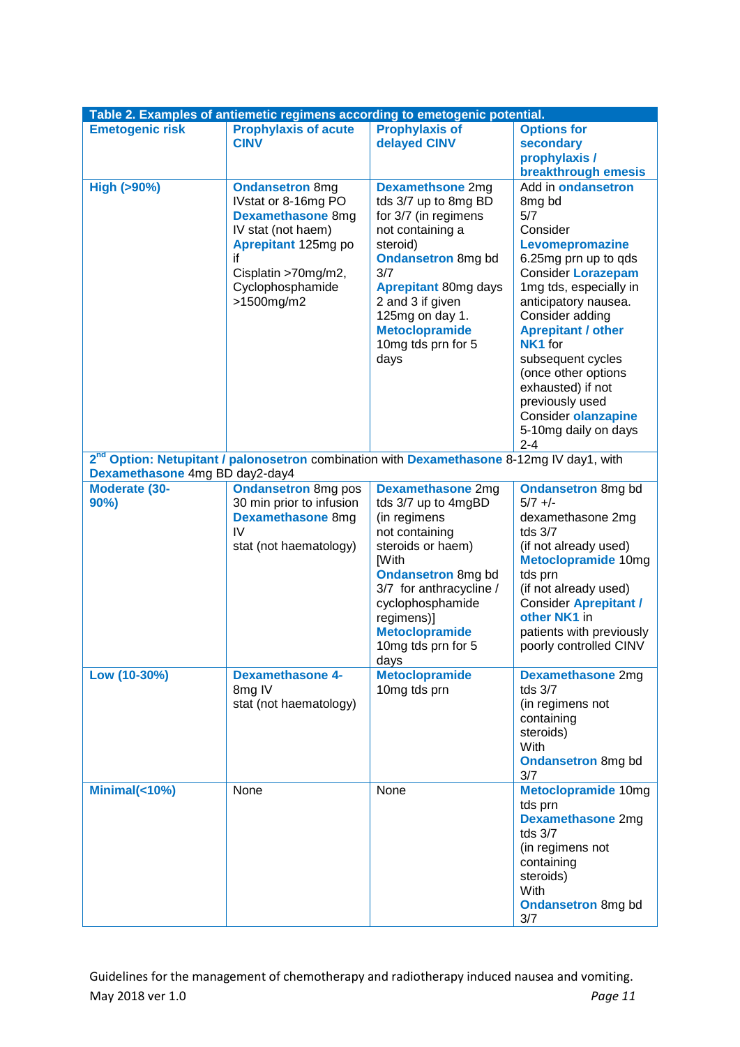**Table 2. Examples of antiemetic regimens according to emetogenic potential.**

| Emetogenic risk | Prophylaxis of acute CINV | Prophylaxis of delayed CINV | Options for secondary prophylaxis / breakthrough emesis |
|---|---|---|---|
| **High (>90%)** | **Ondansetron** 8mg IVstat or 8-16mg PO **Dexamethasone** 8mg IV stat (not haem) **Aprepitant** 125mg po if Cisplatin >70mg/m2, Cyclophosphamide >1500mg/m2 | **Dexamethsone** 2mg tds 3/7 up to 8mg BD for 3/7 (in regimens not containing a steroid) **Ondansetron** 8mg bd 3/7 **Aprepitant** 80mg days 2 and 3 if given 125mg on day 1. **Metoclopramide** 10mg tds prn for 5 days | Add in **ondansetron** 8mg bd 5/7 Consider **Levomepromazine** 6.25mg prn up to qds Consider **Lorazepam** 1mg tds, especially in anticipatory nausea. Consider adding **Aprepitant / other NK1** for subsequent cycles (once other options exhausted) if not previously used Consider **olanzapine** 5-10mg daily on days 2-4 |
| **2nd Option: Netupitant / palonosetron** combination with **Dexamethasone** 8-12mg IV day1, with **Dexamethasone** 4mg BD day2-day4 | | | |
| **Moderate (30-90%)** | **Ondansetron** 8mg pos 30 min prior to infusion **Dexamethasone** 8mg IV stat (not haematology) | **Dexamethasone** 2mg tds 3/7 up to 4mgBD (in regimens not containing steroids or haem) [With **Ondansetron** 8mg bd 3/7 for anthracycline / cyclophosphamide regimens)] **Metoclopramide** 10mg tds prn for 5 days | **Ondansetron** 8mg bd 5/7 +/- dexamethasone 2mg tds 3/7 (if not already used) **Metoclopramide** 10mg tds prn (if not already used) Consider **Aprepitant / other NK1** in patients with previously poorly controlled CINV |
| **Low (10-30%)** | **Dexamethasone 4-**8mg IV stat (not haematology) | **Metoclopramide** 10mg tds prn | **Dexamethasone** 2mg tds 3/7 (in regimens not containing steroids) With **Ondansetron** 8mg bd 3/7 |
| **Minimal(<10%)** | None | None | **Metoclopramide** 10mg tds prn **Dexamethasone** 2mg tds 3/7 (in regimens not containing steroids) With **Ondansetron** 8mg bd 3/7 |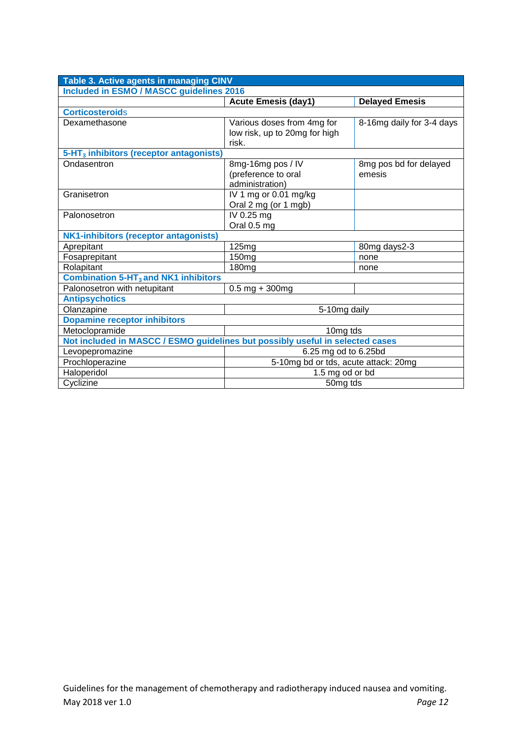| Table 3. Active agents in managing CINV | | |
|---|---|---|
| **Included in ESMO / MASCC guidelines 2016** | | |
| | **Acute Emesis (day1)** | **Delayed Emesis** |
| **Corticosteroids** | | |
| Dexamethasone | Various doses from 4mg for low risk, up to 20mg for high risk. | 8-16mg daily for 3-4 days |
| **5-$HT_3$ inhibitors (receptor antagonists)** | | |
| Ondasentron | 8mg-16mg pos / IV (preference to oral administration) | 8mg pos bd for delayed emesis |
| Granisetron | IV 1 mg or 0.01 mg/kg<br>Oral 2 mg (or 1 mgb) | |
| Palonosetron | IV 0.25 mg<br>Oral 0.5 mg | |
| **NK1-inhibitors (receptor antagonists)** | | |
| Aprepitant | 125mg | 80mg days2-3 |
| Fosaprepitant | 150mg | none |
| Rolapitant | 180mg | none |
| **Combination 5-$HT_3$ and NK1 inhibitors** | | |
| Palonosetron with netupitant | 0.5 mg + 300mg | |
| **Antipsychotics** | | |
| Olanzapine | 5-10mg daily | |
| **Dopamine receptor inhibitors** | | |
| Metoclopramide | 10mg tds | |
| **Not included in MASCC / ESMO guidelines but possibly useful in selected cases** | | |
| Levopepromazine | 6.25 mg od to 6.25bd | |
| Prochloperazine | 5-10mg bd or tds, acute attack: 20mg | |
| Haloperidol | 1.5 mg od or bd | |
| Cyclizine | 50mg tds | |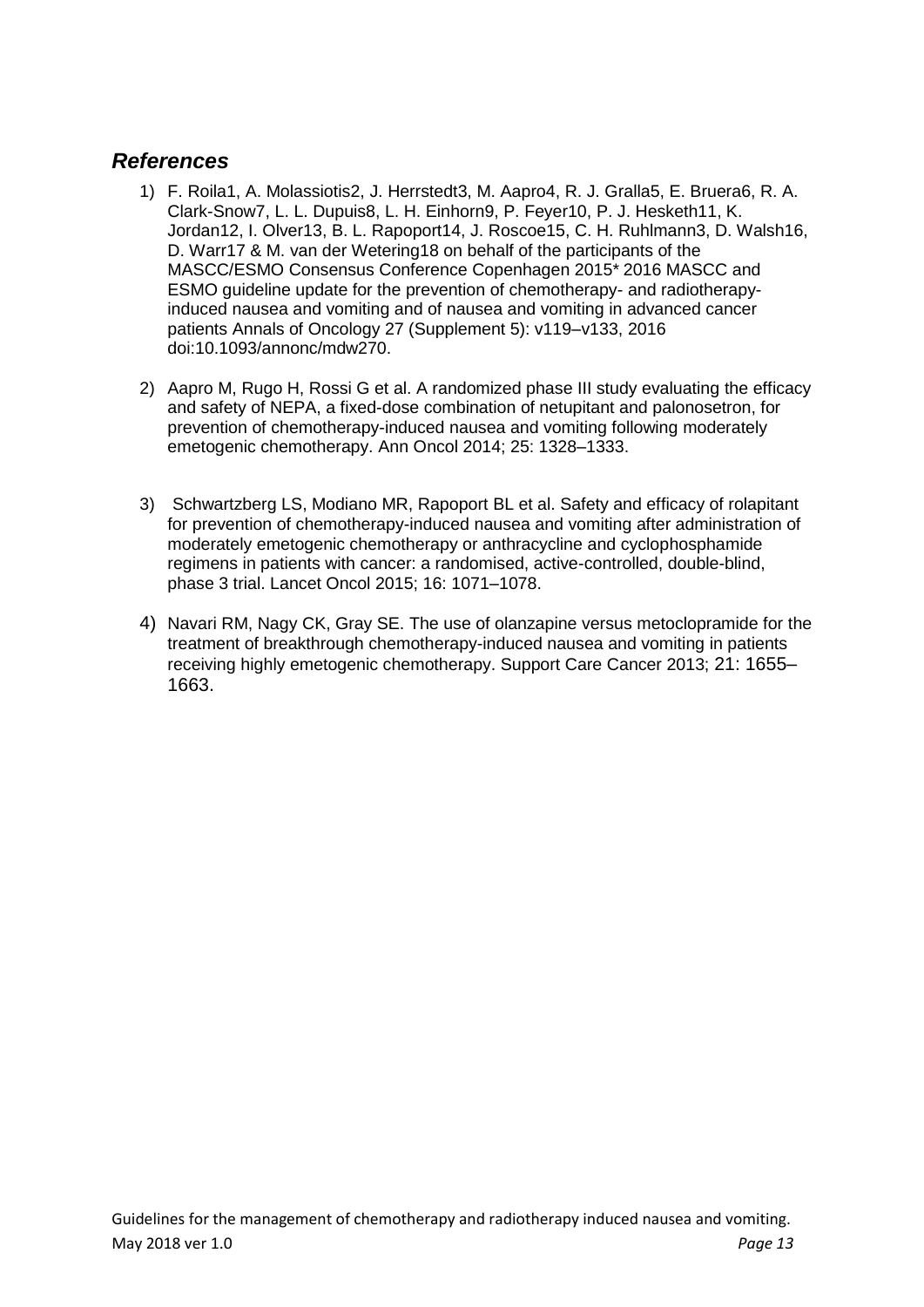## *References*

1) F. Roila[1], A. Molassiotis[2], J. Herrstedt[3], M. Aapro[4], R. J. Gralla[5], E. Bruera[6], R. A. Clark-Snow[7], L. L. Dupuis[8], L. H. Einhorn[9], P. Feyer[10], P. J. Hesketh[11], K. Jordan[12], I. Olver[13], B. L. Rapoport[14], J. Roscoe[15], C. H. Ruhlmann[3], D. Walsh[16], D. Warr[17] & M. van der Wetering[18] on behalf of the participants of the MASCC/ESMO Consensus Conference Copenhagen 2015* 2016 MASCC and ESMO guideline update for the prevention of chemotherapy- and radiotherapy-induced nausea and vomiting and of nausea and vomiting in advanced cancer patients Annals of Oncology 27 (Supplement 5): v119–v133, 2016 doi:10.1093/annonc/mdw270.

2) Aapro M, Rugo H, Rossi G et al. A randomized phase III study evaluating the efficacy and safety of NEPA, a fixed-dose combination of netupitant and palonosetron, for prevention of chemotherapy-induced nausea and vomiting following moderately emetogenic chemotherapy. Ann Oncol 2014; 25: 1328–1333.

3) Schwartzberg LS, Modiano MR, Rapoport BL et al. Safety and efficacy of rolapitant for prevention of chemotherapy-induced nausea and vomiting after administration of moderately emetogenic chemotherapy or anthracycline and cyclophosphamide regimens in patients with cancer: a randomised, active-controlled, double-blind, phase 3 trial. Lancet Oncol 2015; 16: 1071–1078.

4) Navari RM, Nagy CK, Gray SE. The use of olanzapine versus metoclopramide for the treatment of breakthrough chemotherapy-induced nausea and vomiting in patients receiving highly emetogenic chemotherapy. Support Care Cancer 2013; 21: 1655–1663.